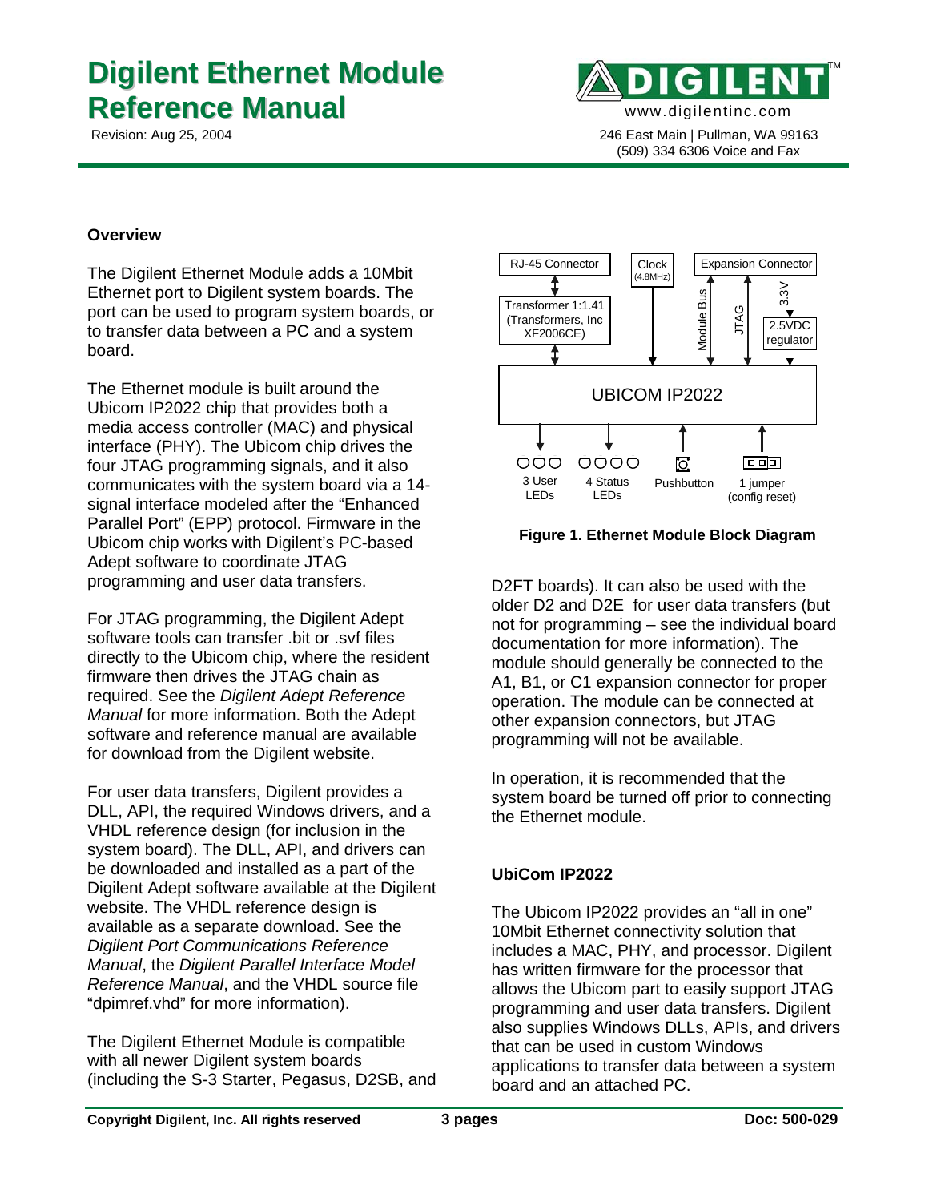# Digilent Ethernet Module Reference Manual

Revision: Aug 25, 2004

www.digilentinc.com
246 East Main | Pullman, WA 99163
(509) 334 6306 Voice and Fax

## Overview

The Digilent Ethernet Module adds a 10Mbit Ethernet port to Digilent system boards. The port can be used to program system boards, or to transfer data between a PC and a system board.

The Ethernet module is built around the Ubicom IP2022 chip that provides both a media access controller (MAC) and physical interface (PHY). The Ubicom chip drives the four JTAG programming signals, and it also communicates with the system board via a 14-signal interface modeled after the "Enhanced Parallel Port" (EPP) protocol. Firmware in the Ubicom chip works with Digilent's PC-based Adept software to coordinate JTAG programming and user data transfers.

For JTAG programming, the Digilent Adept software tools can transfer .bit or .svf files directly to the Ubicom chip, where the resident firmware then drives the JTAG chain as required. See the *Digilent Adept Reference Manual* for more information. Both the Adept software and reference manual are available for download from the Digilent website.

For user data transfers, Digilent provides a DLL, API, the required Windows drivers, and a VHDL reference design (for inclusion in the system board). The DLL, API, and drivers can be downloaded and installed as a part of the Digilent Adept software available at the Digilent website. The VHDL reference design is available as a separate download. See the *Digilent Port Communications Reference Manual*, the *Digilent Parallel Interface Model Reference Manual*, and the VHDL source file "dpimref.vhd" for more information).

The Digilent Ethernet Module is compatible with all newer Digilent system boards (including the S-3 Starter, Pegasus, D2SB, and D2FT boards). It can also be used with the older D2 and D2E for user data transfers (but not for programming – see the individual board documentation for more information). The module should generally be connected to the A1, B1, or C1 expansion connector for proper operation. The module can be connected at other expansion connectors, but JTAG programming will not be available.

In operation, it is recommended that the system board be turned off prior to connecting the Ethernet module.

RJ-45 Connector | Clock (4.8MHz) | Expansion Connector | Transformer 1:1.41 (Transformers, Inc XF2006CE) | Module Bus | JTAG | 3.3V | 2.5VDC regulator | UBICOM IP2022 | 3 User LEDs | 4 Status LEDs | Pushbutton | 1 jumper (config reset)

**Figure 1. Ethernet Module Block Diagram**

## UbiCom IP2022

The Ubicom IP2022 provides an "all in one" 10Mbit Ethernet connectivity solution that includes a MAC, PHY, and processor. Digilent has written firmware for the processor that allows the Ubicom part to easily support JTAG programming and user data transfers. Digilent also supplies Windows DLLs, APIs, and drivers that can be used in custom Windows applications to transfer data between a system board and an attached PC.

Copyright Digilent, Inc. All rights reserved | Doc: 500-029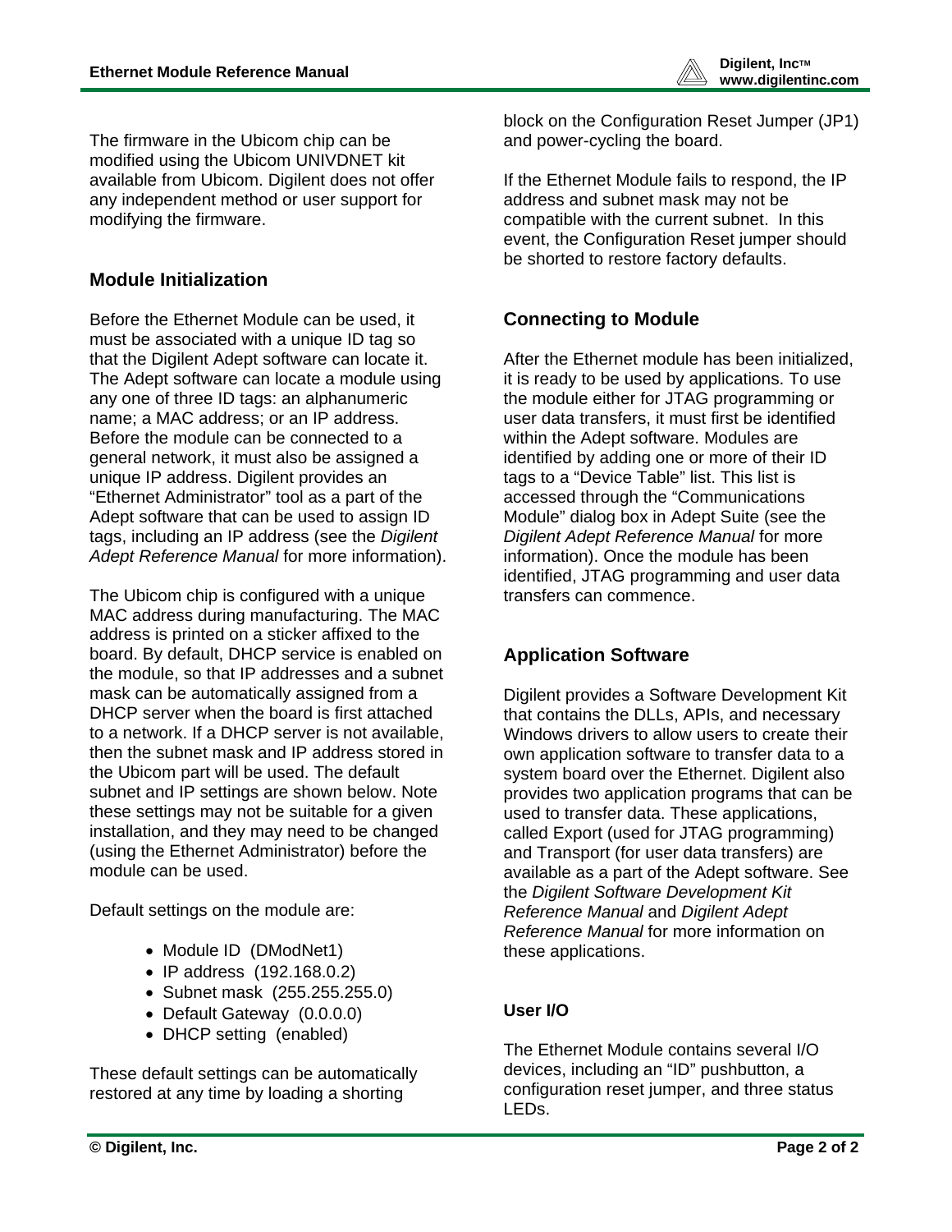The firmware in the Ubicom chip can be modified using the Ubicom UNIVDNET kit available from Ubicom. Digilent does not offer any independent method or user support for modifying the firmware.

## Module Initialization

Before the Ethernet Module can be used, it must be associated with a unique ID tag so that the Digilent Adept software can locate it. The Adept software can locate a module using any one of three ID tags: an alphanumeric name; a MAC address; or an IP address. Before the module can be connected to a general network, it must also be assigned a unique IP address. Digilent provides an "Ethernet Administrator" tool as a part of the Adept software that can be used to assign ID tags, including an IP address (see the *Digilent Adept Reference Manual* for more information).

The Ubicom chip is configured with a unique MAC address during manufacturing. The MAC address is printed on a sticker affixed to the board. By default, DHCP service is enabled on the module, so that IP addresses and a subnet mask can be automatically assigned from a DHCP server when the board is first attached to a network. If a DHCP server is not available, then the subnet mask and IP address stored in the Ubicom part will be used. The default subnet and IP settings are shown below. Note these settings may not be suitable for a given installation, and they may need to be changed (using the Ethernet Administrator) before the module can be used.

Default settings on the module are:

- Module ID (DModNet1)
- IP address (192.168.0.2)
- Subnet mask (255.255.255.0)
- Default Gateway (0.0.0.0)
- DHCP setting (enabled)

These default settings can be automatically restored at any time by loading a shorting block on the Configuration Reset Jumper (JP1) and power-cycling the board.

If the Ethernet Module fails to respond, the IP address and subnet mask may not be compatible with the current subnet. In this event, the Configuration Reset jumper should be shorted to restore factory defaults.

## Connecting to Module

After the Ethernet module has been initialized, it is ready to be used by applications. To use the module either for JTAG programming or user data transfers, it must first be identified within the Adept software. Modules are identified by adding one or more of their ID tags to a "Device Table" list. This list is accessed through the "Communications Module" dialog box in Adept Suite (see the *Digilent Adept Reference Manual* for more information). Once the module has been identified, JTAG programming and user data transfers can commence.

## Application Software

Digilent provides a Software Development Kit that contains the DLLs, APIs, and necessary Windows drivers to allow users to create their own application software to transfer data to a system board over the Ethernet. Digilent also provides two application programs that can be used to transfer data. These applications, called Export (used for JTAG programming) and Transport (for user data transfers) are available as a part of the Adept software. See the *Digilent Software Development Kit Reference Manual* and *Digilent Adept Reference Manual* for more information on these applications.

### User I/O

The Ethernet Module contains several I/O devices, including an "ID" pushbutton, a configuration reset jumper, and three status LEDs.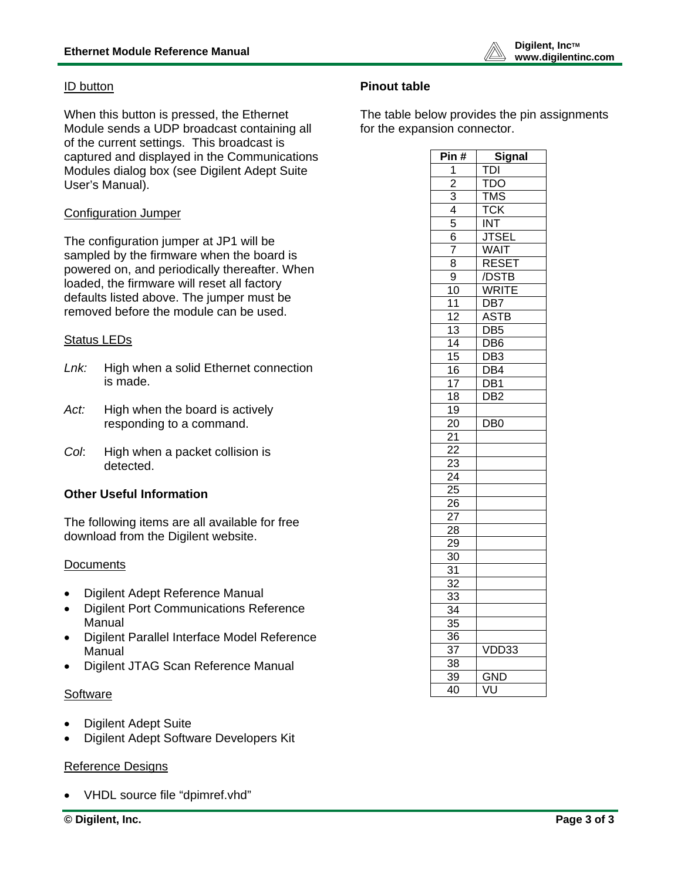ID button

When this button is pressed, the Ethernet Module sends a UDP broadcast containing all of the current settings. This broadcast is captured and displayed in the Communications Modules dialog box (see Digilent Adept Suite User's Manual).

Configuration Jumper

The configuration jumper at JP1 will be sampled by the firmware when the board is powered on, and periodically thereafter. When loaded, the firmware will reset all factory defaults listed above. The jumper must be removed before the module can be used.

Status LEDs

*Lnk:* High when a solid Ethernet connection is made.

*Act:* High when the board is actively responding to a command.

*Col*: High when a packet collision is detected.

**Other Useful Information**

The following items are all available for free download from the Digilent website.

Documents

- Digilent Adept Reference Manual
- Digilent Port Communications Reference Manual
- Digilent Parallel Interface Model Reference Manual
- Digilent JTAG Scan Reference Manual

Software

- Digilent Adept Suite
- Digilent Adept Software Developers Kit

Reference Designs

- VHDL source file "dpimref.vhd"

**Pinout table**

The table below provides the pin assignments for the expansion connector.

| Pin # | Signal |
|---|---|
| 1 | TDI |
| 2 | TDO |
| 3 | TMS |
| 4 | TCK |
| 5 | INT |
| 6 | JTSEL |
| 7 | WAIT |
| 8 | RESET |
| 9 | /DSTB |
| 10 | WRITE |
| 11 | DB7 |
| 12 | ASTB |
| 13 | DB5 |
| 14 | DB6 |
| 15 | DB3 |
| 16 | DB4 |
| 17 | DB1 |
| 18 | DB2 |
| 19 | |
| 20 | DB0 |
| 21 | |
| 22 | |
| 23 | |
| 24 | |
| 25 | |
| 26 | |
| 27 | |
| 28 | |
| 29 | |
| 30 | |
| 31 | |
| 32 | |
| 33 | |
| 34 | |
| 35 | |
| 36 | |
| 37 | VDD33 |
| 38 | |
| 39 | GND |
| 40 | VU |